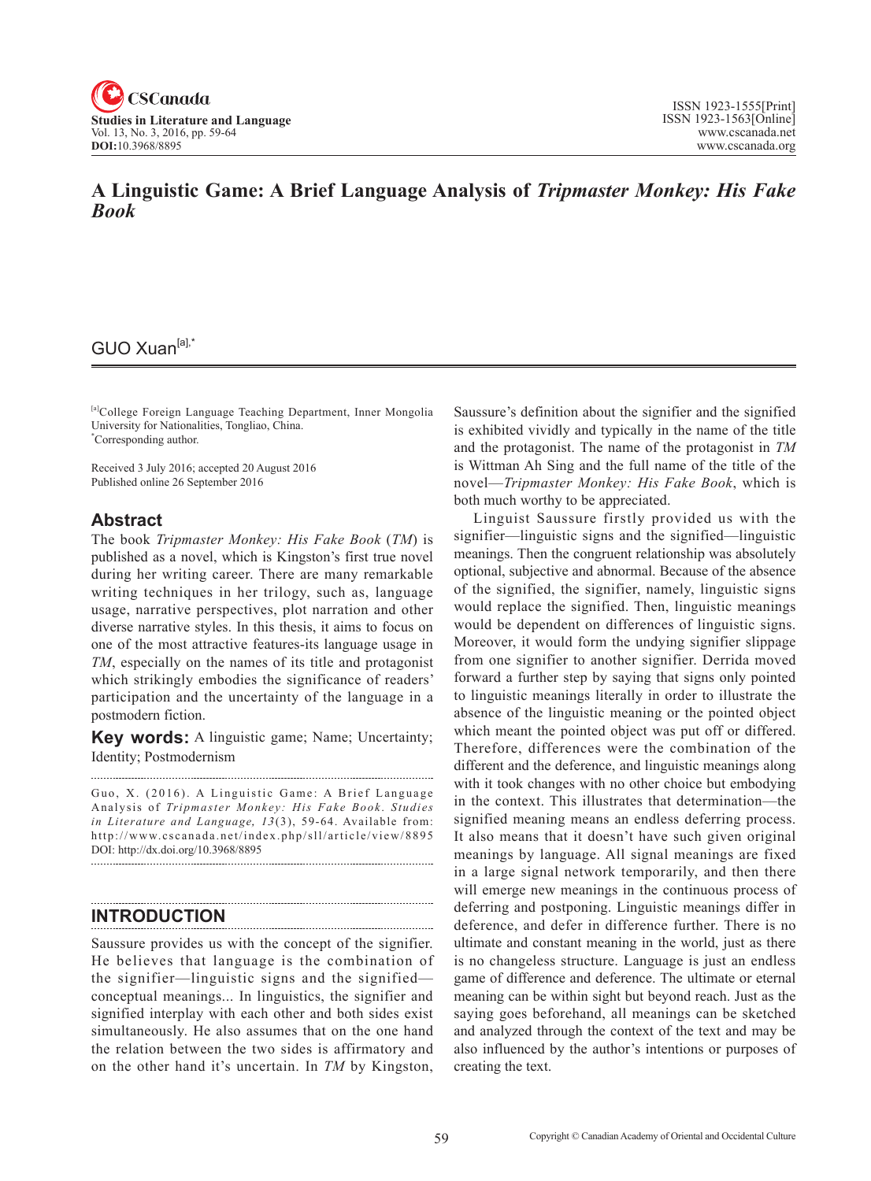# A Linguistic Game: A Brief Language Analysis of *Tripmaster Monkey: His Fake Book*

GUO Xuan[a],*

[a]College Foreign Language Teaching Department, Inner Mongolia University for Nationalities, Tongliao, China.
*Corresponding author.

Received 3 July 2016; accepted 20 August 2016
Published online 26 September 2016

## Abstract

The book *Tripmaster Monkey: His Fake Book* (*TM*) is published as a novel, which is Kingston's first true novel during her writing career. There are many remarkable writing techniques in her trilogy, such as, language usage, narrative perspectives, plot narration and other diverse narrative styles. In this thesis, it aims to focus on one of the most attractive features-its language usage in *TM*, especially on the names of its title and protagonist which strikingly embodies the significance of readers' participation and the uncertainty of the language in a postmodern fiction.

**Key words:** A linguistic game; Name; Uncertainty; Identity; Postmodernism

Guo, X. (2016). A Linguistic Game: A Brief Language Analysis of *Tripmaster Monkey: His Fake Book*. *Studies in Literature and Language*, *13*(3), 59-64. Available from: http://www.cscanada.net/index.php/sll/article/view/8895
DOI: http://dx.doi.org/10.3968/8895

## INTRODUCTION

Saussure provides us with the concept of the signifier. He believes that language is the combination of the signifier—linguistic signs and the signified—conceptual meanings... In linguistics, the signifier and signified interplay with each other and both sides exist simultaneously. He also assumes that on the one hand the relation between the two sides is affirmatory and on the other hand it's uncertain. In *TM* by Kingston, Saussure's definition about the signifier and the signified is exhibited vividly and typically in the name of the title and the protagonist. The name of the protagonist in *TM* is Wittman Ah Sing and the full name of the title of the novel—*Tripmaster Monkey: His Fake Book*, which is both much worthy to be appreciated.

Linguist Saussure firstly provided us with the signifier—linguistic signs and the signified—linguistic meanings. Then the congruent relationship was absolutely optional, subjective and abnormal. Because of the absence of the signified, the signifier, namely, linguistic signs would replace the signified. Then, linguistic meanings would be dependent on differences of linguistic signs. Moreover, it would form the undying signifier slippage from one signifier to another signifier. Derrida moved forward a further step by saying that signs only pointed to linguistic meanings literally in order to illustrate the absence of the linguistic meaning or the pointed object which meant the pointed object was put off or differed. Therefore, differences were the combination of the different and the deference, and linguistic meanings along with it took changes with no other choice but embodying in the context. This illustrates that determination—the signified meaning means an endless deferring process. It also means that it doesn't have such given original meanings by language. All signal meanings are fixed in a large signal network temporarily, and then there will emerge new meanings in the continuous process of deferring and postponing. Linguistic meanings differ in deference, and defer in difference further. There is no ultimate and constant meaning in the world, just as there is no changeless structure. Language is just an endless game of difference and deference. The ultimate or eternal meaning can be within sight but beyond reach. Just as the saying goes beforehand, all meanings can be sketched and analyzed through the context of the text and may be also influenced by the author's intentions or purposes of creating the text.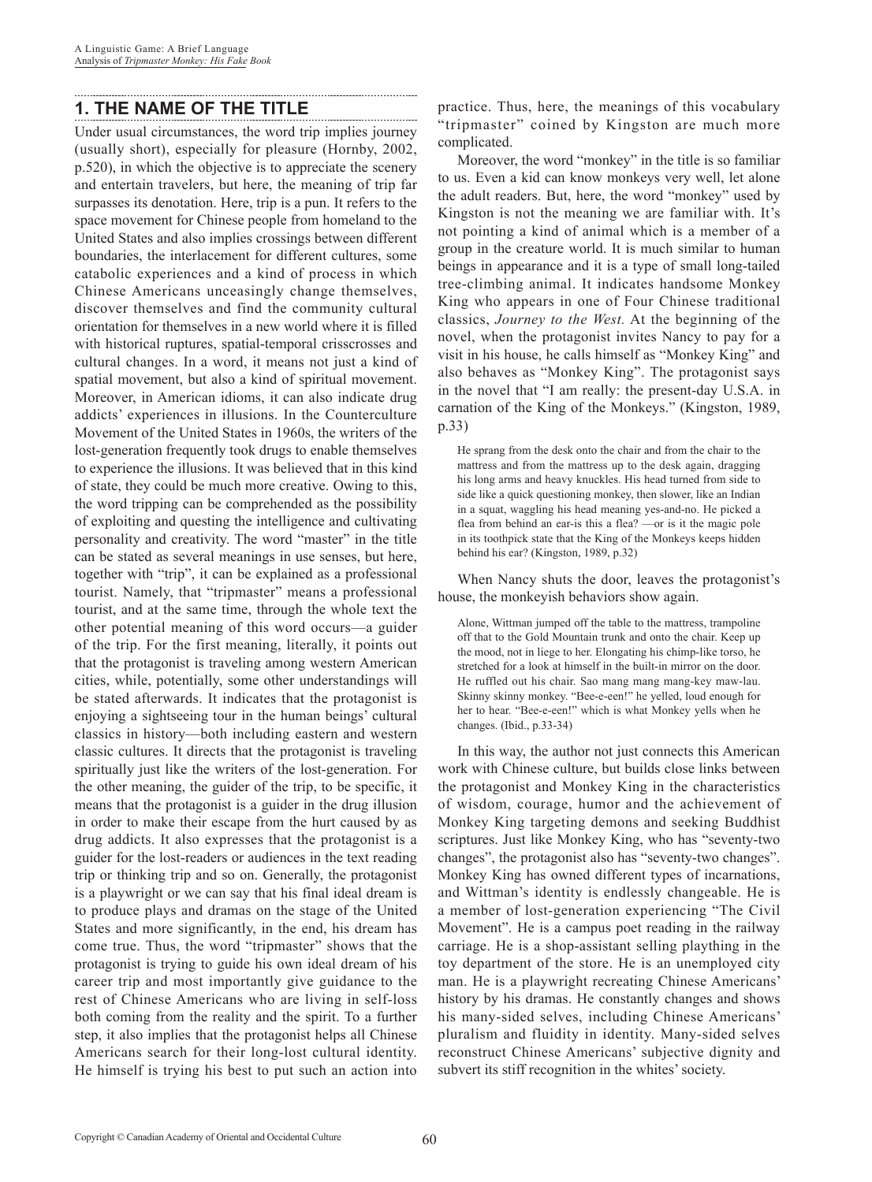## 1. THE NAME OF THE TITLE

Under usual circumstances, the word trip implies journey (usually short), especially for pleasure (Hornby, 2002, p.520), in which the objective is to appreciate the scenery and entertain travelers, but here, the meaning of trip far surpasses its denotation. Here, trip is a pun. It refers to the space movement for Chinese people from homeland to the United States and also implies crossings between different boundaries, the interlacement for different cultures, some catabolic experiences and a kind of process in which Chinese Americans unceasingly change themselves, discover themselves and find the community cultural orientation for themselves in a new world where it is filled with historical ruptures, spatial-temporal crisscrosses and cultural changes. In a word, it means not just a kind of spatial movement, but also a kind of spiritual movement. Moreover, in American idioms, it can also indicate drug addicts' experiences in illusions. In the Counterculture Movement of the United States in 1960s, the writers of the lost-generation frequently took drugs to enable themselves to experience the illusions. It was believed that in this kind of state, they could be much more creative. Owing to this, the word tripping can be comprehended as the possibility of exploiting and questing the intelligence and cultivating personality and creativity. The word "master" in the title can be stated as several meanings in use senses, but here, together with "trip", it can be explained as a professional tourist. Namely, that "tripmaster" means a professional tourist, and at the same time, through the whole text the other potential meaning of this word occurs—a guider of the trip. For the first meaning, literally, it points out that the protagonist is traveling among western American cities, while, potentially, some other understandings will be stated afterwards. It indicates that the protagonist is enjoying a sightseeing tour in the human beings' cultural classics in history—both including eastern and western classic cultures. It directs that the protagonist is traveling spiritually just like the writers of the lost-generation. For the other meaning, the guider of the trip, to be specific, it means that the protagonist is a guider in the drug illusion in order to make their escape from the hurt caused by as drug addicts. It also expresses that the protagonist is a guider for the lost-readers or audiences in the text reading trip or thinking trip and so on. Generally, the protagonist is a playwright or we can say that his final ideal dream is to produce plays and dramas on the stage of the United States and more significantly, in the end, his dream has come true. Thus, the word "tripmaster" shows that the protagonist is trying to guide his own ideal dream of his career trip and most importantly give guidance to the rest of Chinese Americans who are living in self-loss both coming from the reality and the spirit. To a further step, it also implies that the protagonist helps all Chinese Americans search for their long-lost cultural identity. He himself is trying his best to put such an action into practice. Thus, here, the meanings of this vocabulary "tripmaster" coined by Kingston are much more complicated.

Moreover, the word "monkey" in the title is so familiar to us. Even a kid can know monkeys very well, let alone the adult readers. But, here, the word "monkey" used by Kingston is not the meaning we are familiar with. It's not pointing a kind of animal which is a member of a group in the creature world. It is much similar to human beings in appearance and it is a type of small long-tailed tree-climbing animal. It indicates handsome Monkey King who appears in one of Four Chinese traditional classics, *Journey to the West*. At the beginning of the novel, when the protagonist invites Nancy to pay for a visit in his house, he calls himself as "Monkey King" and also behaves as "Monkey King". The protagonist says in the novel that "I am really: the present-day U.S.A. in carnation of the King of the Monkeys." (Kingston, 1989, p.33)

> He sprang from the desk onto the chair and from the chair to the mattress and from the mattress up to the desk again, dragging his long arms and heavy knuckles. His head turned from side to side like a quick questioning monkey, then slower, like an Indian in a squat, waggling his head meaning yes-and-no. He picked a flea from behind an ear-is this a flea? —or is it the magic pole in its toothpick state that the King of the Monkeys keeps hidden behind his ear? (Kingston, 1989, p.32)

When Nancy shuts the door, leaves the protagonist's house, the monkeyish behaviors show again.

> Alone, Wittman jumped off the table to the mattress, trampoline off that to the Gold Mountain trunk and onto the chair. Keep up the mood, not in liege to her. Elongating his chimp-like torso, he stretched for a look at himself in the built-in mirror on the door. He ruffled out his chair. Sao mang mang mang-key maw-lau. Skinny skinny monkey. "Bee-e-een!" he yelled, loud enough for her to hear. "Bee-e-een!" which is what Monkey yells when he changes. (Ibid., p.33-34)

In this way, the author not just connects this American work with Chinese culture, but builds close links between the protagonist and Monkey King in the characteristics of wisdom, courage, humor and the achievement of Monkey King targeting demons and seeking Buddhist scriptures. Just like Monkey King, who has "seventy-two changes", the protagonist also has "seventy-two changes". Monkey King has owned different types of incarnations, and Wittman's identity is endlessly changeable. He is a member of lost-generation experiencing "The Civil Movement". He is a campus poet reading in the railway carriage. He is a shop-assistant selling plaything in the toy department of the store. He is an unemployed city man. He is a playwright recreating Chinese Americans' history by his dramas. He constantly changes and shows his many-sided selves, including Chinese Americans' pluralism and fluidity in identity. Many-sided selves reconstruct Chinese Americans' subjective dignity and subvert its stiff recognition in the whites' society.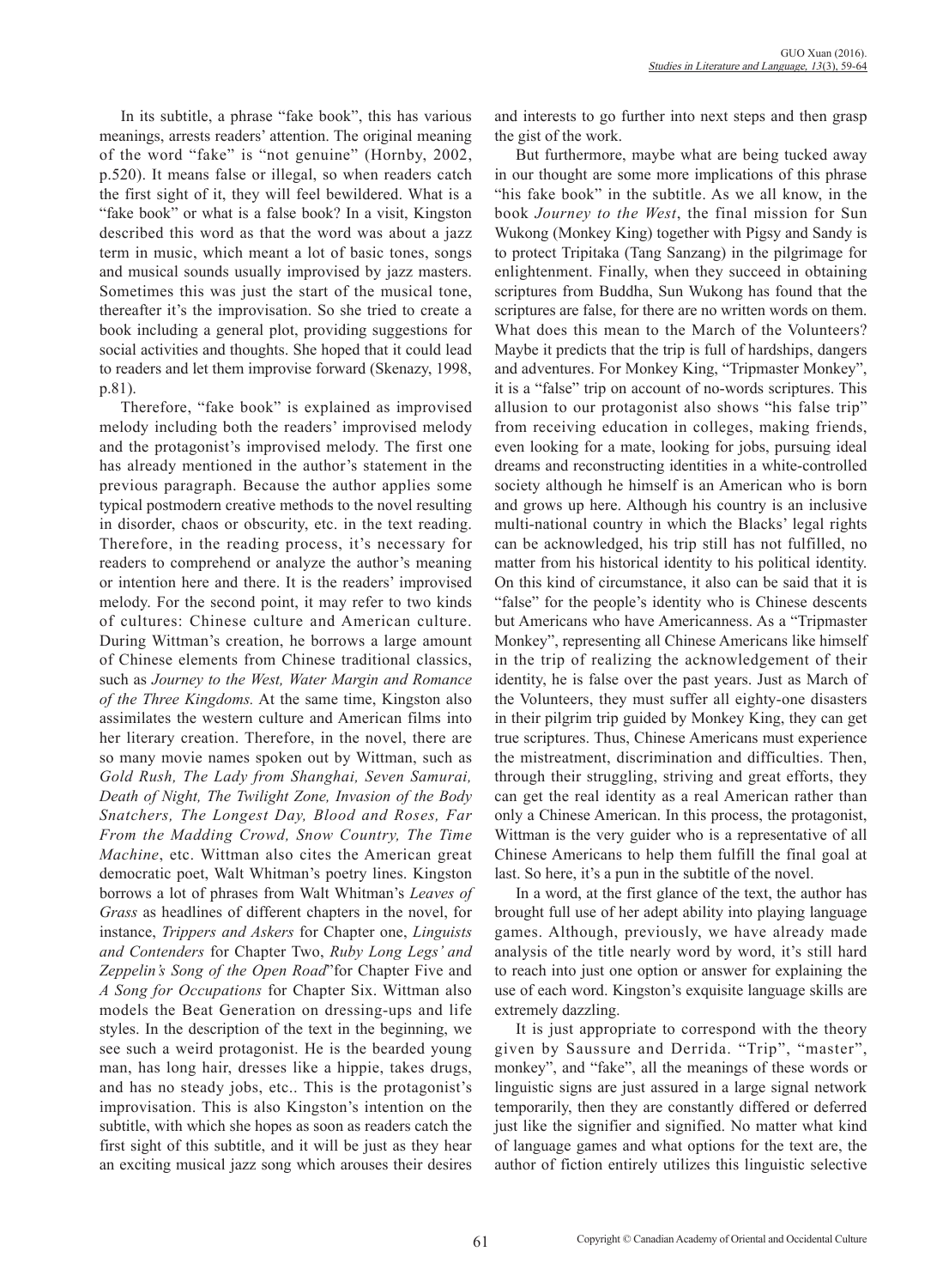In its subtitle, a phrase "fake book", this has various meanings, arrests readers' attention. The original meaning of the word "fake" is "not genuine" (Hornby, 2002, p.520). It means false or illegal, so when readers catch the first sight of it, they will feel bewildered. What is a "fake book" or what is a false book? In a visit, Kingston described this word as that the word was about a jazz term in music, which meant a lot of basic tones, songs and musical sounds usually improvised by jazz masters. Sometimes this was just the start of the musical tone, thereafter it's the improvisation. So she tried to create a book including a general plot, providing suggestions for social activities and thoughts. She hoped that it could lead to readers and let them improvise forward (Skenazy, 1998, p.81).

Therefore, "fake book" is explained as improvised melody including both the readers' improvised melody and the protagonist's improvised melody. The first one has already mentioned in the author's statement in the previous paragraph. Because the author applies some typical postmodern creative methods to the novel resulting in disorder, chaos or obscurity, etc. in the text reading. Therefore, in the reading process, it's necessary for readers to comprehend or analyze the author's meaning or intention here and there. It is the readers' improvised melody. For the second point, it may refer to two kinds of cultures: Chinese culture and American culture. During Wittman's creation, he borrows a large amount of Chinese elements from Chinese traditional classics, such as *Journey to the West, Water Margin and Romance of the Three Kingdoms.* At the same time, Kingston also assimilates the western culture and American films into her literary creation. Therefore, in the novel, there are so many movie names spoken out by Wittman, such as *Gold Rush, The Lady from Shanghai, Seven Samurai, Death of Night, The Twilight Zone, Invasion of the Body Snatchers, The Longest Day, Blood and Roses, Far From the Madding Crowd, Snow Country, The Time Machine*, etc. Wittman also cites the American great democratic poet, Walt Whitman's poetry lines. Kingston borrows a lot of phrases from Walt Whitman's *Leaves of Grass* as headlines of different chapters in the novel, for instance, *Trippers and Askers* for Chapter one, *Linguists and Contenders* for Chapter Two, *Ruby Long Legs' and Zeppelin's Song of the Open Road*"for Chapter Five and *A Song for Occupations* for Chapter Six. Wittman also models the Beat Generation on dressing-ups and life styles. In the description of the text in the beginning, we see such a weird protagonist. He is the bearded young man, has long hair, dresses like a hippie, takes drugs, and has no steady jobs, etc.. This is the protagonist's improvisation. This is also Kingston's intention on the subtitle, with which she hopes as soon as readers catch the first sight of this subtitle, and it will be just as they hear an exciting musical jazz song which arouses their desires and interests to go further into next steps and then grasp the gist of the work.

But furthermore, maybe what are being tucked away in our thought are some more implications of this phrase "his fake book" in the subtitle. As we all know, in the book *Journey to the West*, the final mission for Sun Wukong (Monkey King) together with Pigsy and Sandy is to protect Tripitaka (Tang Sanzang) in the pilgrimage for enlightenment. Finally, when they succeed in obtaining scriptures from Buddha, Sun Wukong has found that the scriptures are false, for there are no written words on them. What does this mean to the March of the Volunteers? Maybe it predicts that the trip is full of hardships, dangers and adventures. For Monkey King, "Tripmaster Monkey", it is a "false" trip on account of no-words scriptures. This allusion to our protagonist also shows "his false trip" from receiving education in colleges, making friends, even looking for a mate, looking for jobs, pursuing ideal dreams and reconstructing identities in a white-controlled society although he himself is an American who is born and grows up here. Although his country is an inclusive multi-national country in which the Blacks' legal rights can be acknowledged, his trip still has not fulfilled, no matter from his historical identity to his political identity. On this kind of circumstance, it also can be said that it is "false" for the people's identity who is Chinese descents but Americans who have Americanness. As a "Tripmaster Monkey", representing all Chinese Americans like himself in the trip of realizing the acknowledgement of their identity, he is false over the past years. Just as March of the Volunteers, they must suffer all eighty-one disasters in their pilgrim trip guided by Monkey King, they can get true scriptures. Thus, Chinese Americans must experience the mistreatment, discrimination and difficulties. Then, through their struggling, striving and great efforts, they can get the real identity as a real American rather than only a Chinese American. In this process, the protagonist, Wittman is the very guider who is a representative of all Chinese Americans to help them fulfill the final goal at last. So here, it's a pun in the subtitle of the novel.

In a word, at the first glance of the text, the author has brought full use of her adept ability into playing language games. Although, previously, we have already made analysis of the title nearly word by word, it's still hard to reach into just one option or answer for explaining the use of each word. Kingston's exquisite language skills are extremely dazzling.

It is just appropriate to correspond with the theory given by Saussure and Derrida. "Trip", "master", monkey", and "fake", all the meanings of these words or linguistic signs are just assured in a large signal network temporarily, then they are constantly differed or deferred just like the signifier and signified. No matter what kind of language games and what options for the text are, the author of fiction entirely utilizes this linguistic selective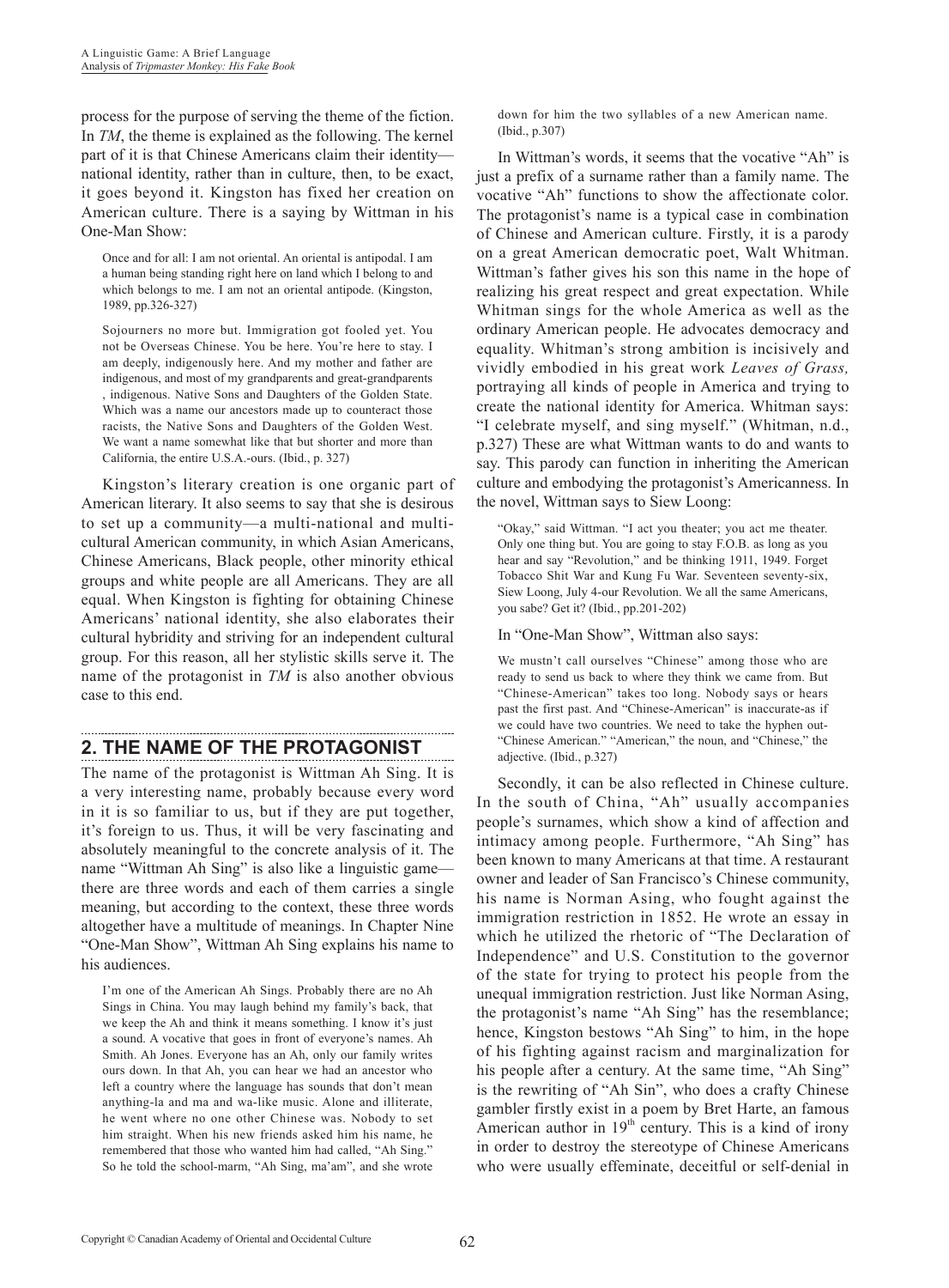process for the purpose of serving the theme of the fiction. In *TM*, the theme is explained as the following. The kernel part of it is that Chinese Americans claim their identity—national identity, rather than in culture, then, to be exact, it goes beyond it. Kingston has fixed her creation on American culture. There is a saying by Wittman in his One-Man Show:

> Once and for all: I am not oriental. An oriental is antipodal. I am a human being standing right here on land which I belong to and which belongs to me. I am not an oriental antipode. (Kingston, 1989, pp.326-327)

> Sojourners no more but. Immigration got fooled yet. You not be Overseas Chinese. You be here. You're here to stay. I am deeply, indigenously here. And my mother and father are indigenous, and most of my grandparents and great-grandparents , indigenous. Native Sons and Daughters of the Golden State. Which was a name our ancestors made up to counteract those racists, the Native Sons and Daughters of the Golden West. We want a name somewhat like that but shorter and more than California, the entire U.S.A.-ours. (Ibid., p. 327)

Kingston's literary creation is one organic part of American literary. It also seems to say that she is desirous to set up a community—a multi-national and multi-cultural American community, in which Asian Americans, Chinese Americans, Black people, other minority ethical groups and white people are all Americans. They are all equal. When Kingston is fighting for obtaining Chinese Americans' national identity, she also elaborates their cultural hybridity and striving for an independent cultural group. For this reason, all her stylistic skills serve it. The name of the protagonist in *TM* is also another obvious case to this end.

## 2. THE NAME OF THE PROTAGONIST

The name of the protagonist is Wittman Ah Sing. It is a very interesting name, probably because every word in it is so familiar to us, but if they are put together, it's foreign to us. Thus, it will be very fascinating and absolutely meaningful to the concrete analysis of it. The name "Wittman Ah Sing" is also like a linguistic game—there are three words and each of them carries a single meaning, but according to the context, these three words altogether have a multitude of meanings. In Chapter Nine "One-Man Show", Wittman Ah Sing explains his name to his audiences.

> I'm one of the American Ah Sings. Probably there are no Ah Sings in China. You may laugh behind my family's back, that we keep the Ah and think it means something. I know it's just a sound. A vocative that goes in front of everyone's names. Ah Smith. Ah Jones. Everyone has an Ah, only our family writes ours down. In that Ah, you can hear we had an ancestor who left a country where the language has sounds that don't mean anything-la and ma and wa-like music. Alone and illiterate, he went where no one other Chinese was. Nobody to set him straight. When his new friends asked him his name, he remembered that those who wanted him had called, "Ah Sing." So he told the school-marm, "Ah Sing, ma'am", and she wrote down for him the two syllables of a new American name. (Ibid., p.307)

In Wittman's words, it seems that the vocative "Ah" is just a prefix of a surname rather than a family name. The vocative "Ah" functions to show the affectionate color. The protagonist's name is a typical case in combination of Chinese and American culture. Firstly, it is a parody on a great American democratic poet, Walt Whitman. Wittman's father gives his son this name in the hope of realizing his great respect and great expectation. While Whitman sings for the whole America as well as the ordinary American people. He advocates democracy and equality. Whitman's strong ambition is incisively and vividly embodied in his great work *Leaves of Grass,* portraying all kinds of people in America and trying to create the national identity for America. Whitman says: "I celebrate myself, and sing myself." (Whitman, n.d., p.327) These are what Wittman wants to do and wants to say. This parody can function in inheriting the American culture and embodying the protagonist's Americanness. In the novel, Wittman says to Siew Loong:

> "Okay," said Wittman. "I act you theater; you act me theater. Only one thing but. You are going to stay F.O.B. as long as you hear and say "Revolution," and be thinking 1911, 1949. Forget Tobacco Shit War and Kung Fu War. Seventeen seventy-six, Siew Loong, July 4-our Revolution. We all the same Americans, you sabe? Get it? (Ibid., pp.201-202)

In "One-Man Show", Wittman also says:

> We mustn't call ourselves "Chinese" among those who are ready to send us back to where they think we came from. But "Chinese-American" takes too long. Nobody says or hears past the first past. And "Chinese-American" is inaccurate-as if we could have two countries. We need to take the hyphen out-"Chinese American." "American," the noun, and "Chinese," the adjective. (Ibid., p.327)

Secondly, it can be also reflected in Chinese culture. In the south of China, "Ah" usually accompanies people's surnames, which show a kind of affection and intimacy among people. Furthermore, "Ah Sing" has been known to many Americans at that time. A restaurant owner and leader of San Francisco's Chinese community, his name is Norman Asing, who fought against the immigration restriction in 1852. He wrote an essay in which he utilized the rhetoric of "The Declaration of Independence" and U.S. Constitution to the governor of the state for trying to protect his people from the unequal immigration restriction. Just like Norman Asing, the protagonist's name "Ah Sing" has the resemblance; hence, Kingston bestows "Ah Sing" to him, in the hope of his fighting against racism and marginalization for his people after a century. At the same time, "Ah Sing" is the rewriting of "Ah Sin", who does a crafty Chinese gambler firstly exist in a poem by Bret Harte, an famous American author in 19th century. This is a kind of irony in order to destroy the stereotype of Chinese Americans who were usually effeminate, deceitful or self-denial in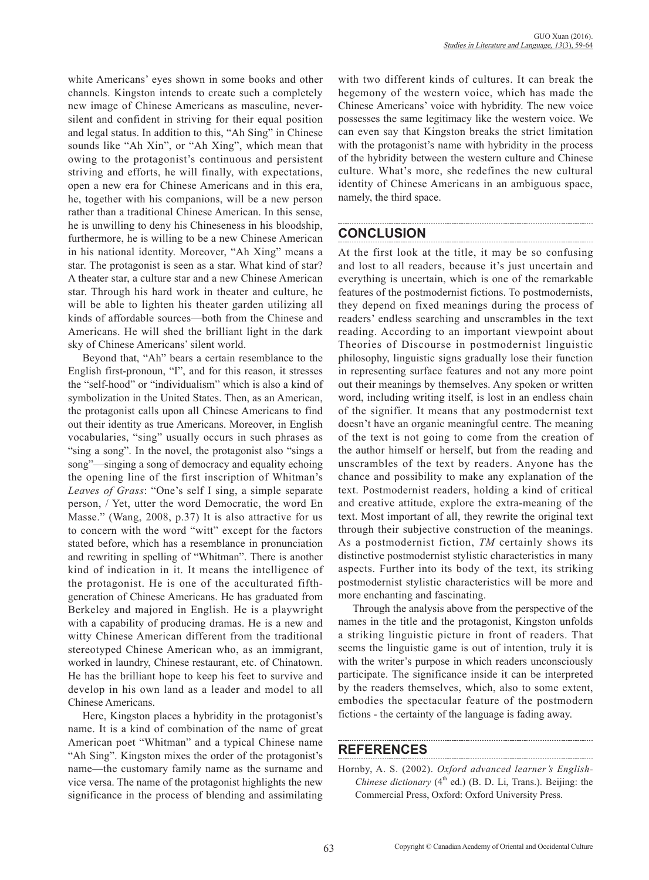white Americans' eyes shown in some books and other channels. Kingston intends to create such a completely new image of Chinese Americans as masculine, never-silent and confident in striving for their equal position and legal status. In addition to this, "Ah Sing" in Chinese sounds like "Ah Xin", or "Ah Xing", which mean that owing to the protagonist's continuous and persistent striving and efforts, he will finally, with expectations, open a new era for Chinese Americans and in this era, he, together with his companions, will be a new person rather than a traditional Chinese American. In this sense, he is unwilling to deny his Chineseness in his bloodship, furthermore, he is willing to be a new Chinese American in his national identity. Moreover, "Ah Xing" means a star. The protagonist is seen as a star. What kind of star? A theater star, a culture star and a new Chinese American star. Through his hard work in theater and culture, he will be able to lighten his theater garden utilizing all kinds of affordable sources—both from the Chinese and Americans. He will shed the brilliant light in the dark sky of Chinese Americans' silent world.

Beyond that, "Ah" bears a certain resemblance to the English first-pronoun, "I", and for this reason, it stresses the "self-hood" or "individualism" which is also a kind of symbolization in the United States. Then, as an American, the protagonist calls upon all Chinese Americans to find out their identity as true Americans. Moreover, in English vocabularies, "sing" usually occurs in such phrases as "sing a song". In the novel, the protagonist also "sings a song"—singing a song of democracy and equality echoing the opening line of the first inscription of Whitman's *Leaves of Grass*: "One's self I sing, a simple separate person, / Yet, utter the word Democratic, the word En Masse." (Wang, 2008, p.37) It is also attractive for us to concern with the word "witt" except for the factors stated before, which has a resemblance in pronunciation and rewriting in spelling of "Whitman". There is another kind of indication in it. It means the intelligence of the protagonist. He is one of the acculturated fifth-generation of Chinese Americans. He has graduated from Berkeley and majored in English. He is a playwright with a capability of producing dramas. He is a new and witty Chinese American different from the traditional stereotyped Chinese American who, as an immigrant, worked in laundry, Chinese restaurant, etc. of Chinatown. He has the brilliant hope to keep his feet to survive and develop in his own land as a leader and model to all Chinese Americans.

Here, Kingston places a hybridity in the protagonist's name. It is a kind of combination of the name of great American poet "Whitman" and a typical Chinese name "Ah Sing". Kingston mixes the order of the protagonist's name—the customary family name as the surname and vice versa. The name of the protagonist highlights the new significance in the process of blending and assimilating with two different kinds of cultures. It can break the hegemony of the western voice, which has made the Chinese Americans' voice with hybridity. The new voice possesses the same legitimacy like the western voice. We can even say that Kingston breaks the strict limitation with the protagonist's name with hybridity in the process of the hybridity between the western culture and Chinese culture. What's more, she redefines the new cultural identity of Chinese Americans in an ambiguous space, namely, the third space.

## CONCLUSION

At the first look at the title, it may be so confusing and lost to all readers, because it's just uncertain and everything is uncertain, which is one of the remarkable features of the postmodernist fictions. To postmodernists, they depend on fixed meanings during the process of readers' endless searching and unscrambles in the text reading. According to an important viewpoint about Theories of Discourse in postmodernist linguistic philosophy, linguistic signs gradually lose their function in representing surface features and not any more point out their meanings by themselves. Any spoken or written word, including writing itself, is lost in an endless chain of the signifier. It means that any postmodernist text doesn't have an organic meaningful centre. The meaning of the text is not going to come from the creation of the author himself or herself, but from the reading and unscrambles of the text by readers. Anyone has the chance and possibility to make any explanation of the text. Postmodernist readers, holding a kind of critical and creative attitude, explore the extra-meaning of the text. Most important of all, they rewrite the original text through their subjective construction of the meanings. As a postmodernist fiction, *TM* certainly shows its distinctive postmodernist stylistic characteristics in many aspects. Further into its body of the text, its striking postmodernist stylistic characteristics will be more and more enchanting and fascinating.

Through the analysis above from the perspective of the names in the title and the protagonist, Kingston unfolds a striking linguistic picture in front of readers. That seems the linguistic game is out of intention, truly it is with the writer's purpose in which readers unconsciously participate. The significance inside it can be interpreted by the readers themselves, which, also to some extent, embodies the spectacular feature of the postmodern fictions - the certainty of the language is fading away.

## REFERENCES

Hornby, A. S. (2002). *Oxford advanced learner's English-Chinese dictionary* (4th ed.) (B. D. Li, Trans.). Beijing: the Commercial Press, Oxford: Oxford University Press.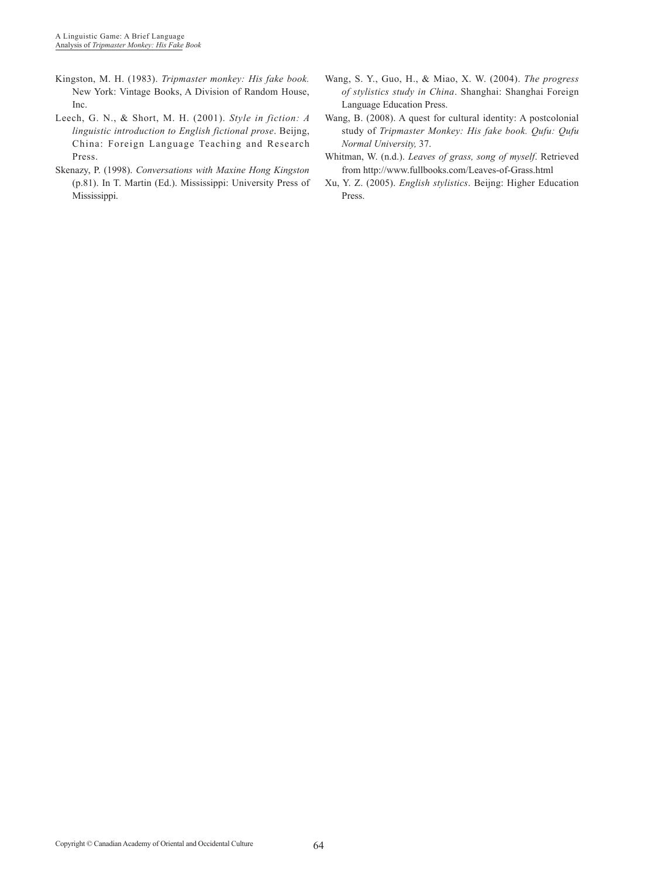Kingston, M. H. (1983). *Tripmaster monkey: His fake book.* New York: Vintage Books, A Division of Random House, Inc.

Leech, G. N., & Short, M. H. (2001). *Style in fiction: A linguistic introduction to English fictional prose*. Beijng, China: Foreign Language Teaching and Research Press.

Skenazy, P. (1998). *Conversations with Maxine Hong Kingston* (p.81). In T. Martin (Ed.). Mississippi: University Press of Mississippi.

Wang, S. Y., Guo, H., & Miao, X. W. (2004). *The progress of stylistics study in China*. Shanghai: Shanghai Foreign Language Education Press.

Wang, B. (2008). A quest for cultural identity: A postcolonial study of *Tripmaster Monkey: His fake book. Qufu: Qufu Normal University,* 37.

Whitman, W. (n.d.). *Leaves of grass, song of myself*. Retrieved from http://www.fullbooks.com/Leaves-of-Grass.html

Xu, Y. Z. (2005). *English stylistics*. Beijng: Higher Education Press.